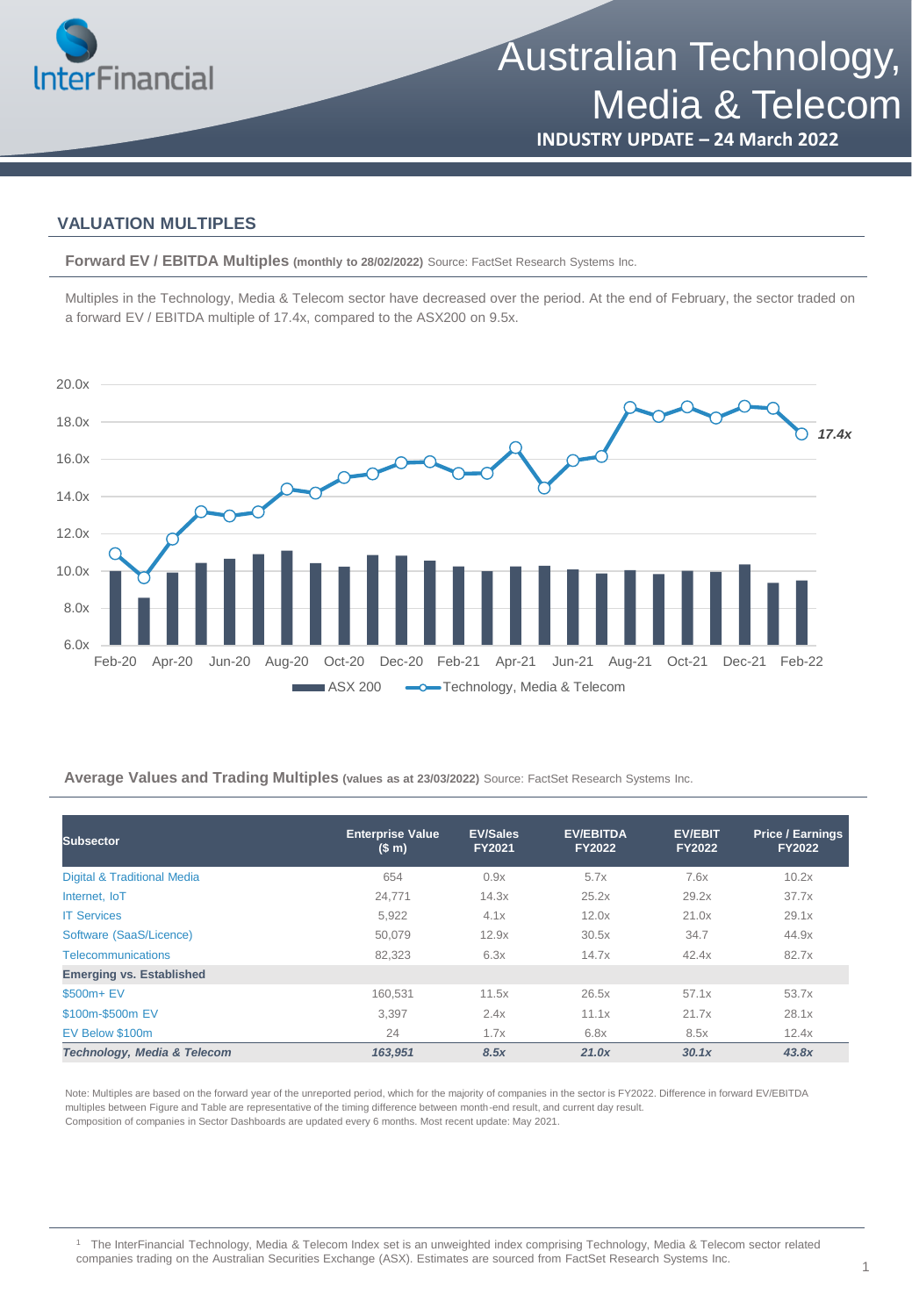# Australian Technology, Media & Telecom

**INDUSTRY UPDATE – 24 March 2022**

## VALUATION MULTIPLES

**Forward EV / EBITDA Multiples** **(monthly to 28/02/2022)** Source: FactSet Research Systems Inc.

Multiples in the Technology, Media & Telecom sector have decreased over the period. At the end of February, the sector traded on a forward EV / EBITDA multiple of 17.4x, compared to the ASX200 on 9.5x.

**Average Values and Trading Multiples** **(values as at 23/03/2022)** Source: FactSet Research Systems Inc.

| Subsector | Enterprise Value ($ m) | EV/Sales FY2021 | EV/EBITDA FY2022 | EV/EBIT FY2022 | Price / Earnings FY2022 |
|---|---|---|---|---|---|
| Digital & Traditional Media | 654 | 0.9x | 5.7x | 7.6x | 10.2x |
| Internet, IoT | 24,771 | 14.3x | 25.2x | 29.2x | 37.7x |
| IT Services | 5,922 | 4.1x | 12.0x | 21.0x | 29.1x |
| Software (SaaS/Licence) | 50,079 | 12.9x | 30.5x | 34.7 | 44.9x |
| Telecommunications | 82,323 | 6.3x | 14.7x | 42.4x | 82.7x |
| **Emerging vs. Established** | | | | | |
| $500m+ EV | 160,531 | 11.5x | 26.5x | 57.1x | 53.7x |
| $100m-$500m EV | 3,397 | 2.4x | 11.1x | 21.7x | 28.1x |
| EV Below $100m | 24 | 1.7x | 6.8x | 8.5x | 12.4x |
| ***Technology, Media & Telecom*** | ***163,951*** | ***8.5x*** | ***21.0x*** | ***30.1x*** | ***43.8x*** |

Note: Multiples are based on the forward year of the unreported period, which for the majority of companies in the sector is FY2022. Difference in forward EV/EBITDA multiples between Figure and Table are representative of the timing difference between month-end result, and current day result.
Composition of companies in Sector Dashboards are updated every 6 months. Most recent update: May 2021.

[1] The InterFinancial Technology, Media & Telecom Index set is an unweighted index comprising Technology, Media & Telecom sector related companies trading on the Australian Securities Exchange (ASX). Estimates are sourced from FactSet Research Systems Inc.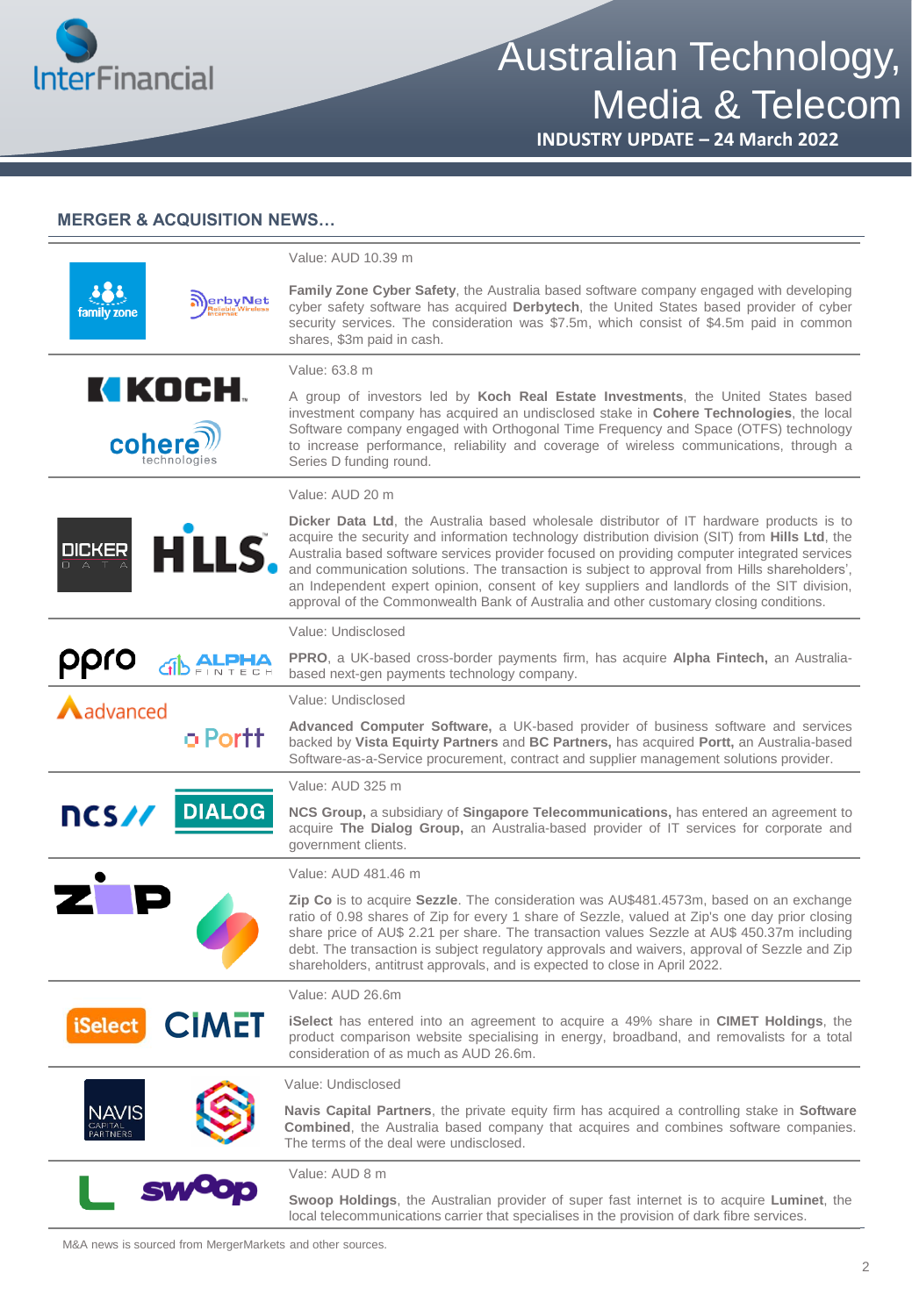## MERGER & ACQUISITION NEWS…

Value: AUD 10.39 m

**Family Zone Cyber Safety**, the Australia based software company engaged with developing cyber safety software has acquired **Derbytech**, the United States based provider of cyber security services. The consideration was $7.5m, which consist of $4.5m paid in common shares, $3m paid in cash.

Value: 63.8 m

A group of investors led by **Koch Real Estate Investments**, the United States based investment company has acquired an undisclosed stake in **Cohere Technologies**, the local Software company engaged with Orthogonal Time Frequency and Space (OTFS) technology to increase performance, reliability and coverage of wireless communications, through a Series D funding round.

Value: AUD 20 m

**Dicker Data Ltd**, the Australia based wholesale distributor of IT hardware products is to acquire the security and information technology distribution division (SIT) from **Hills Ltd**, the Australia based software services provider focused on providing computer integrated services and communication solutions. The transaction is subject to approval from Hills shareholders', an Independent expert opinion, consent of key suppliers and landlords of the SIT division, approval of the Commonwealth Bank of Australia and other customary closing conditions.

Value: Undisclosed

**PPRO**, a UK-based cross-border payments firm, has acquire **Alpha Fintech,** an Australia-based next-gen payments technology company.

Value: Undisclosed

**Advanced Computer Software,** a UK-based provider of business software and services backed by **Vista Equity Partners** and **BC Partners,** has acquired **Portt,** an Australia-based Software-as-a-Service procurement, contract and supplier management solutions provider.

Value: AUD 325 m

**NCS Group,** a subsidiary of **Singapore Telecommunications,** has entered an agreement to acquire **The Dialog Group,** an Australia-based provider of IT services for corporate and government clients.

Value: AUD 481.46 m

**Zip Co** is to acquire **Sezzle**. The consideration was AU$481.4573m, based on an exchange ratio of 0.98 shares of Zip for every 1 share of Sezzle, valued at Zip's one day prior closing share price of AU$ 2.21 per share. The transaction values Sezzle at AU$ 450.37m including debt. The transaction is subject regulatory approvals and waivers, approval of Sezzle and Zip shareholders, antitrust approvals, and is expected to close in April 2022.

Value: AUD 26.6m

**iSelect** has entered into an agreement to acquire a 49% share in **CIMET Holdings**, the product comparison website specialising in energy, broadband, and removalists for a total consideration of as much as AUD 26.6m.

Value: Undisclosed

**Navis Capital Partners**, the private equity firm has acquired a controlling stake in **Software Combined**, the Australia based company that acquires and combines software companies. The terms of the deal were undisclosed.

Value: AUD 8 m

**Swoop Holdings**, the Australian provider of super fast internet is to acquire **Luminet**, the local telecommunications carrier that specialises in the provision of dark fibre services.

M&A news is sourced from MergerMarkets and other sources.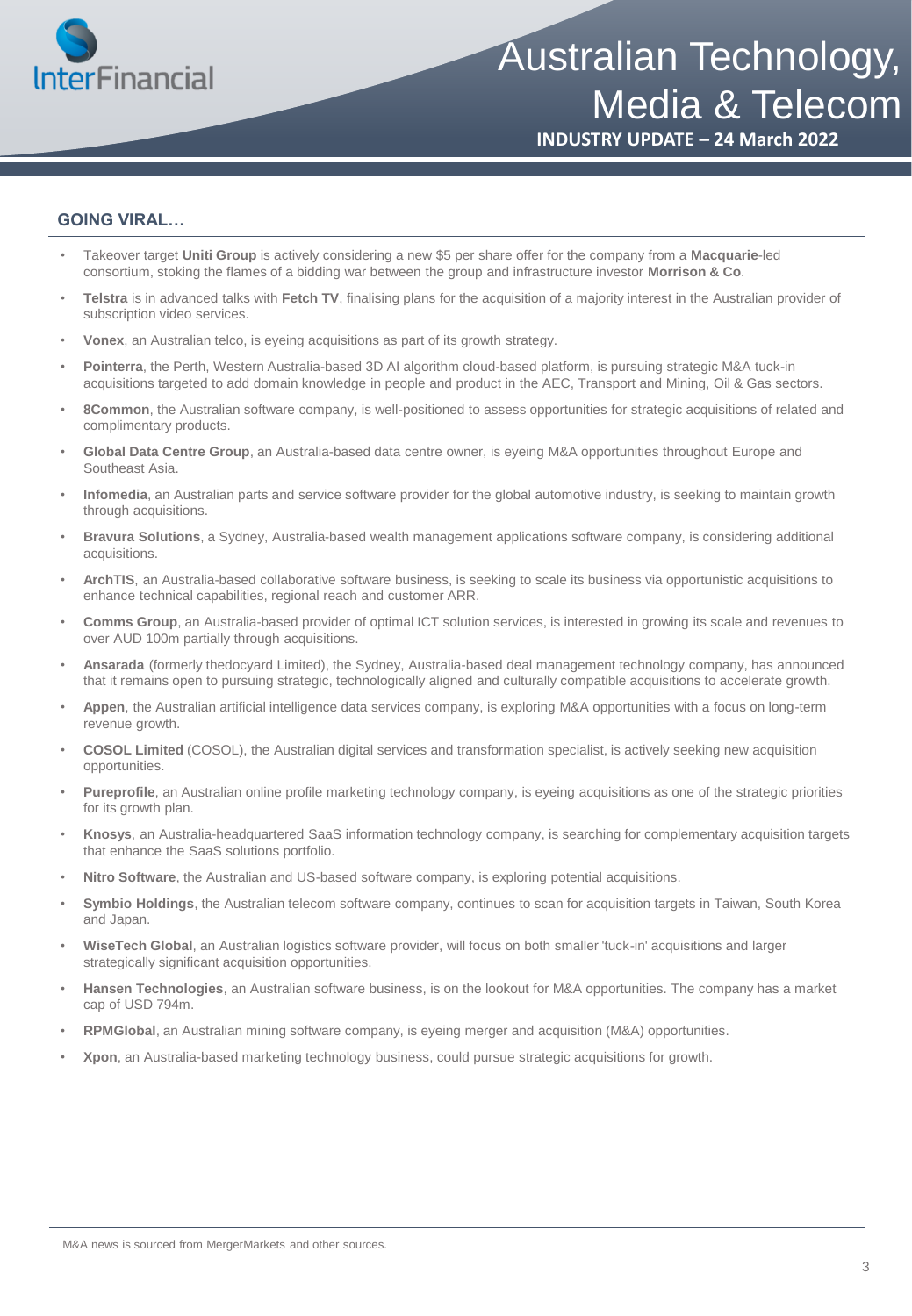## GOING VIRAL…

- Takeover target **Uniti Group** is actively considering a new $5 per share offer for the company from a **Macquarie**-led consortium, stoking the flames of a bidding war between the group and infrastructure investor **Morrison & Co**.
- **Telstra** is in advanced talks with **Fetch TV**, finalising plans for the acquisition of a majority interest in the Australian provider of subscription video services.
- **Vonex**, an Australian telco, is eyeing acquisitions as part of its growth strategy.
- **Pointerra**, the Perth, Western Australia-based 3D AI algorithm cloud-based platform, is pursuing strategic M&A tuck-in acquisitions targeted to add domain knowledge in people and product in the AEC, Transport and Mining, Oil & Gas sectors.
- **8Common**, the Australian software company, is well-positioned to assess opportunities for strategic acquisitions of related and complimentary products.
- **Global Data Centre Group**, an Australia-based data centre owner, is eyeing M&A opportunities throughout Europe and Southeast Asia.
- **Infomedia**, an Australian parts and service software provider for the global automotive industry, is seeking to maintain growth through acquisitions.
- **Bravura Solutions**, a Sydney, Australia-based wealth management applications software company, is considering additional acquisitions.
- **ArchTIS**, an Australia-based collaborative software business, is seeking to scale its business via opportunistic acquisitions to enhance technical capabilities, regional reach and customer ARR.
- **Comms Group**, an Australia-based provider of optimal ICT solution services, is interested in growing its scale and revenues to over AUD 100m partially through acquisitions.
- **Ansarada** (formerly thedocyard Limited), the Sydney, Australia-based deal management technology company, has announced that it remains open to pursuing strategic, technologically aligned and culturally compatible acquisitions to accelerate growth.
- **Appen**, the Australian artificial intelligence data services company, is exploring M&A opportunities with a focus on long-term revenue growth.
- **COSOL Limited** (COSOL), the Australian digital services and transformation specialist, is actively seeking new acquisition opportunities.
- **Pureprofile**, an Australian online profile marketing technology company, is eyeing acquisitions as one of the strategic priorities for its growth plan.
- **Knosys**, an Australia-headquartered SaaS information technology company, is searching for complementary acquisition targets that enhance the SaaS solutions portfolio.
- **Nitro Software**, the Australian and US-based software company, is exploring potential acquisitions.
- **Symbio Holdings**, the Australian telecom software company, continues to scan for acquisition targets in Taiwan, South Korea and Japan.
- **WiseTech Global**, an Australian logistics software provider, will focus on both smaller 'tuck-in' acquisitions and larger strategically significant acquisition opportunities.
- **Hansen Technologies**, an Australian software business, is on the lookout for M&A opportunities. The company has a market cap of USD 794m.
- **RPMGlobal**, an Australian mining software company, is eyeing merger and acquisition (M&A) opportunities.
- **Xpon**, an Australia-based marketing technology business, could pursue strategic acquisitions for growth.

M&A news is sourced from MergerMarkets and other sources.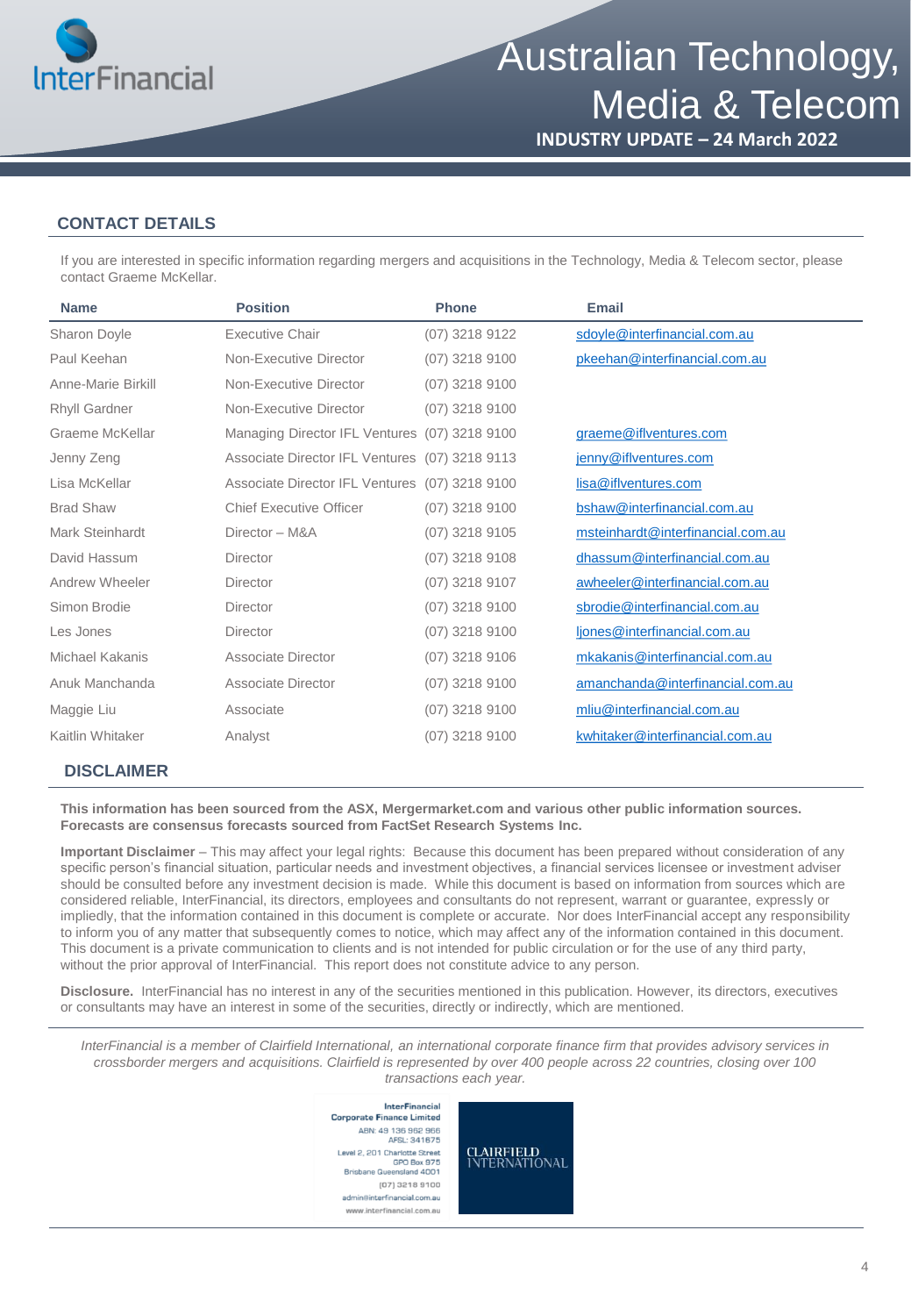# Australian Technology, Media & Telecom

**INDUSTRY UPDATE – 24 March 2022**

## CONTACT DETAILS

If you are interested in specific information regarding mergers and acquisitions in the Technology, Media & Telecom sector, please contact Graeme McKellar.

| Name | Position | Phone | Email |
|---|---|---|---|
| Sharon Doyle | Executive Chair | (07) 3218 9122 | sdoyle@interfinancial.com.au |
| Paul Keehan | Non-Executive Director | (07) 3218 9100 | pkeehan@interfinancial.com.au |
| Anne-Marie Birkill | Non-Executive Director | (07) 3218 9100 | |
| Rhyll Gardner | Non-Executive Director | (07) 3218 9100 | |
| Graeme McKellar | Managing Director IFL Ventures | (07) 3218 9100 | graeme@iflventures.com |
| Jenny Zeng | Associate Director IFL Ventures | (07) 3218 9113 | jenny@iflventures.com |
| Lisa McKellar | Associate Director IFL Ventures | (07) 3218 9100 | lisa@iflventures.com |
| Brad Shaw | Chief Executive Officer | (07) 3218 9100 | bshaw@interfinancial.com.au |
| Mark Steinhardt | Director – M&A | (07) 3218 9105 | msteinhardt@interfinancial.com.au |
| David Hassum | Director | (07) 3218 9108 | dhassum@interfinancial.com.au |
| Andrew Wheeler | Director | (07) 3218 9107 | awheeler@interfinancial.com.au |
| Simon Brodie | Director | (07) 3218 9100 | sbrodie@interfinancial.com.au |
| Les Jones | Director | (07) 3218 9100 | ljones@interfinancial.com.au |
| Michael Kakanis | Associate Director | (07) 3218 9106 | mkakanis@interfinancial.com.au |
| Anuk Manchanda | Associate Director | (07) 3218 9100 | amanchanda@interfinancial.com.au |
| Maggie Liu | Associate | (07) 3218 9100 | mliu@interfinancial.com.au |
| Kaitlin Whitaker | Analyst | (07) 3218 9100 | kwhitaker@interfinancial.com.au |

## DISCLAIMER

**This information has been sourced from the ASX, Mergermarket.com and various other public information sources. Forecasts are consensus forecasts sourced from FactSet Research Systems Inc.**

**Important Disclaimer** – This may affect your legal rights: Because this document has been prepared without consideration of any specific person's financial situation, particular needs and investment objectives, a financial services licensee or investment adviser should be consulted before any investment decision is made. While this document is based on information from sources which are considered reliable, InterFinancial, its directors, employees and consultants do not represent, warrant or guarantee, expressly or impliedly, that the information contained in this document is complete or accurate. Nor does InterFinancial accept any responsibility to inform you of any matter that subsequently comes to notice, which may affect any of the information contained in this document. This document is a private communication to clients and is not intended for public circulation or for the use of any third party, without the prior approval of InterFinancial. This report does not constitute advice to any person.

**Disclosure.** InterFinancial has no interest in any of the securities mentioned in this publication. However, its directors, executives or consultants may have an interest in some of the securities, directly or indirectly, which are mentioned.

*InterFinancial is a member of Clairfield International, an international corporate finance firm that provides advisory services in crossborder mergers and acquisitions. Clairfield is represented by over 400 people across 22 countries, closing over 100 transactions each year.*

**InterFinancial Corporate Finance Limited**
ABN: 49 136 962 966
AFSL: 341675
Level 2, 201 Charlotte Street
GPO Box 975
Brisbane Queensland 4001
(07) 3218 9100
admin@interfinancial.com.au
www.interfinancial.com.au

CLAIRFIELD INTERNATIONAL